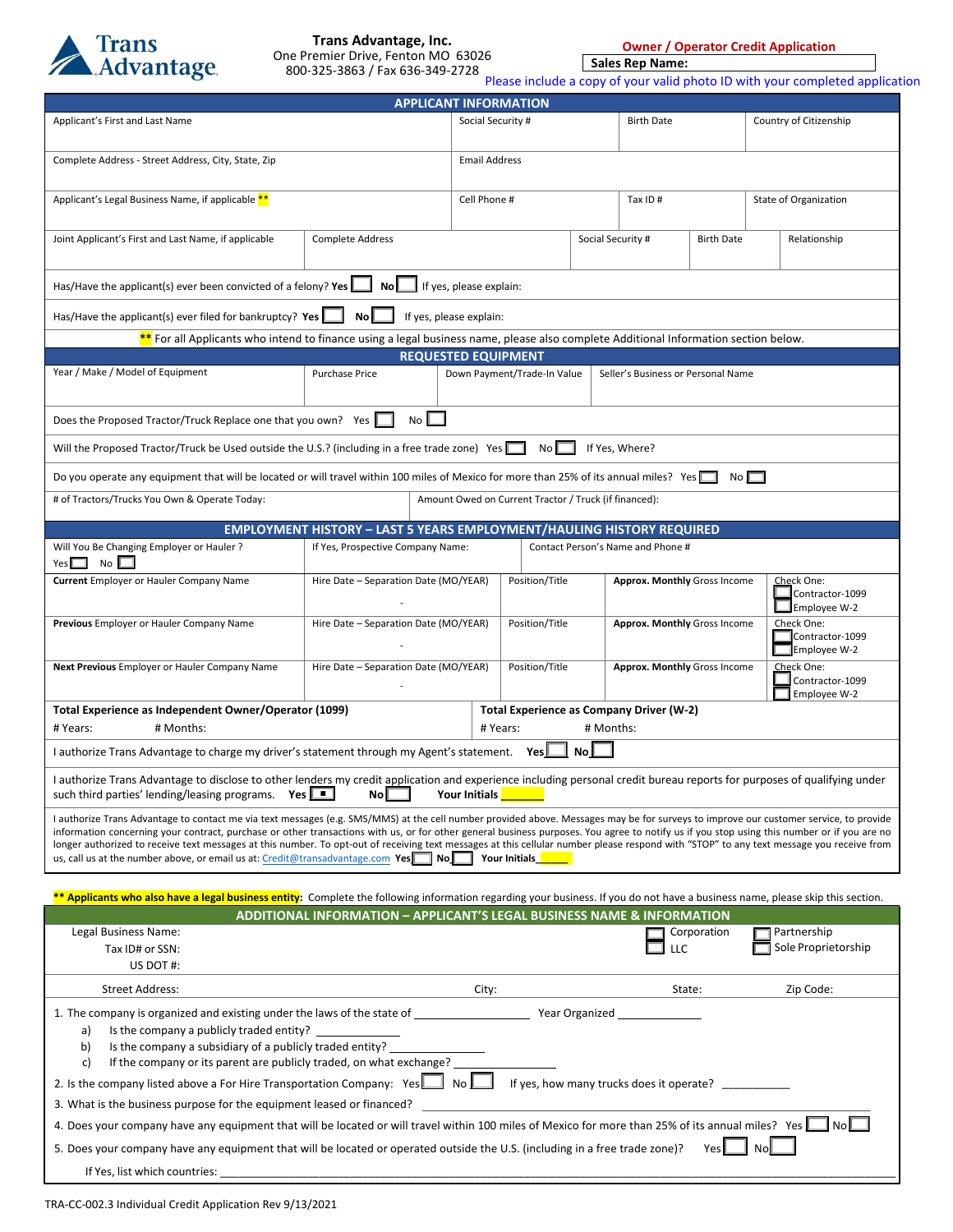Trans Advantage

**Trans Advantage, Inc.**
One Premier Drive, Fenton MO 63026
800-325-3863 / Fax 636-349-2728

**Owner / Operator Credit Application**

**Sales Rep Name:**

Please include a copy of your valid photo ID with your completed application

## APPLICANT INFORMATION

| Applicant's First and Last Name | Social Security # | Birth Date | Country of Citizenship |
|---|---|---|---|
| | | | |

| Complete Address - Street Address, City, State, Zip | Email Address |
|---|---|
| | |

| Applicant's Legal Business Name, if applicable ** | Cell Phone # | Tax ID # | State of Organization |
|---|---|---|---|
| | | | |

| Joint Applicant's First and Last Name, if applicable | Complete Address | Social Security # | Birth Date | Relationship |
|---|---|---|---|---|
| | | | | |

Has/Have the applicant(s) ever been convicted of a felony? **Yes** ☐ **No** ☐ If yes, please explain:

Has/Have the applicant(s) ever filed for bankruptcy? **Yes** ☐ **No** ☐ If yes, please explain:

** For all Applicants who intend to finance using a legal business name, please also complete Additional Information section below.

## REQUESTED EQUIPMENT

| Year / Make / Model of Equipment | Purchase Price | Down Payment/Trade-In Value | Seller's Business or Personal Name |
|---|---|---|---|
| | | | |

Does the Proposed Tractor/Truck Replace one that you own? Yes ☐ No ☐

Will the Proposed Tractor/Truck be Used outside the U.S.? (including in a free trade zone) Yes ☐ No ☐ If Yes, Where?

Do you operate any equipment that will be located or will travel within 100 miles of Mexico for more than 25% of its annual miles? Yes ☐ No ☐

| # of Tractors/Trucks You Own & Operate Today: | Amount Owed on Current Tractor / Truck (if financed): |
|---|---|
| | |

## EMPLOYMENT HISTORY – LAST 5 YEARS EMPLOYMENT/HAULING HISTORY REQUIRED

| Will You Be Changing Employer or Hauler ? Yes ☐ No ☐ | If Yes, Prospective Company Name: | Contact Person's Name and Phone # | | |
|---|---|---|---|---|
| **Current** Employer or Hauler Company Name | Hire Date – Separation Date (MO/YEAR) - | Position/Title | **Approx. Monthly** Gross Income | Check One: ☐ Contractor-1099 ☐ Employee W-2 |
| **Previous** Employer or Hauler Company Name | Hire Date – Separation Date (MO/YEAR) - | Position/Title | **Approx. Monthly** Gross Income | Check One: ☐ Contractor-1099 ☐ Employee W-2 |
| **Next Previous** Employer or Hauler Company Name | Hire Date – Separation Date (MO/YEAR) - | Position/Title | **Approx. Monthly** Gross Income | Check One: ☐ Contractor-1099 ☐ Employee W-2 |

| **Total Experience as Independent Owner/Operator (1099)** | **Total Experience as Company Driver (W-2)** |
|---|---|
| # Years: # Months: | # Years: # Months: |

I authorize Trans Advantage to charge my driver's statement through my Agent's statement. **Yes** ☐ **No** ☐

I authorize Trans Advantage to disclose to other lenders my credit application and experience including personal credit bureau reports for purposes of qualifying under such third parties' lending/leasing programs. **Yes** ☐ **No** ☐ **Your Initials** ______

I authorize Trans Advantage to contact me via text messages (e.g. SMS/MMS) at the cell number provided above. Messages may be for surveys to improve our customer service, to provide information concerning your contract, purchase or other transactions with us, or for other general business purposes. You agree to notify us if you stop using this number or if you are no longer authorized to receive text messages at this number. To opt-out of receiving text messages at this cellular number please respond with "STOP" to any text message you receive from us, call us at the number above, or email us at: Credit@transadvantage.com **Yes** ☐ **No** ☐ **Your Initials** ______

**** Applicants who also have a legal business entity:** Complete the following information regarding your business. If you do not have a business name, please skip this section.

## ADDITIONAL INFORMATION – APPLICANT'S LEGAL BUSINESS NAME & INFORMATION

Legal Business Name:
Tax ID# or SSN:
US DOT #:

☐ Corporation ☐ Partnership
☐ LLC ☐ Sole Proprietorship

Street Address: City: State: Zip Code:

1. The company is organized and existing under the laws of the state of ________________ Year Organized ____________
   a) Is the company a publicly traded entity? ____________
   b) Is the company a subsidiary of a publicly traded entity? ______________
   c) If the company or its parent are publicly traded, on what exchange? ______________
2. Is the company listed above a For Hire Transportation Company: Yes ☐ No ☐ If yes, how many trucks does it operate? ___________
3. What is the business purpose for the equipment leased or financed? ________________________________
4. Does your company have any equipment that will be located or will travel within 100 miles of Mexico for more than 25% of its annual miles? Yes ☐ No ☐
5. Does your company have any equipment that will be located or operated outside the U.S. (including in a free trade zone)? Yes ☐ No ☐

   If Yes, list which countries: ________________________________________________

TRA-CC-002.3 Individual Credit Application Rev 9/13/2021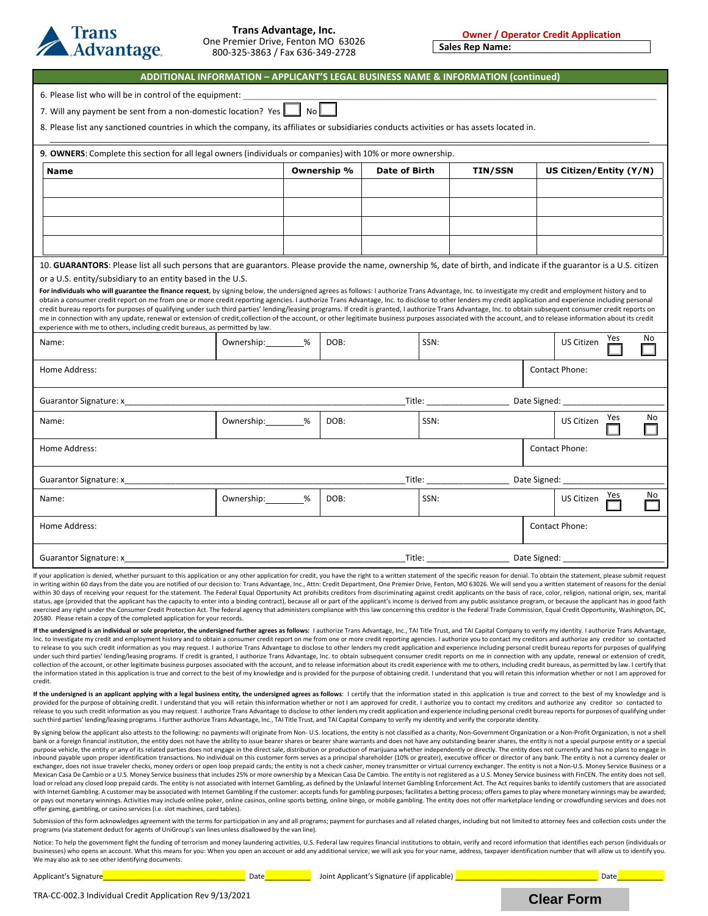Trans Advantage

**Trans Advantage, Inc.**
One Premier Drive, Fenton MO 63026
800-325-3863 / Fax 636-349-2728

**Owner / Operator Credit Application**
**Sales Rep Name:**

## ADDITIONAL INFORMATION – APPLICANT'S LEGAL BUSINESS NAME & INFORMATION (continued)

6. Please list who will be in control of the equipment: ___________________________

7. Will any payment be sent from a non-domestic location? Yes ☐ No ☐

8. Please list any sanctioned countries in which the company, its affiliates or subsidiaries conducts activities or has assets located in.

___________________________

9. **OWNERS**: Complete this section for all legal owners (individuals or companies) with 10% or more ownership.

| Name | Ownership % | Date of Birth | TIN/SSN | US Citizen/Entity (Y/N) |
|---|---|---|---|---|
| | | | | |
| | | | | |
| | | | | |
| | | | | |

10. **GUARANTORS**: Please list all such persons that are guarantors. Please provide the name, ownership %, date of birth, and indicate if the guarantor is a U.S. citizen or a U.S. entity/subsidiary to an entity based in the U.S.

**For individuals who will guarantee the finance request**, by signing below, the undersigned agrees as follows: I authorize Trans Advantage, Inc. to investigate my credit and employment history and to obtain a consumer credit report on me from one or more credit reporting agencies. I authorize Trans Advantage, Inc. to disclose to other lenders my credit application and experience including personal credit bureau reports for purposes of qualifying under such third parties' lending/leasing programs. If credit is granted, I authorize Trans Advantage, Inc. to obtain subsequent consumer credit reports on me in connection with any update, renewal or extension of credit,collection of the account, or other legitimate business purposes associated with the account, and to release information about its credit experience with me to others, including credit bureaus, as permitted by law.

Name: | Ownership:________% | DOB: | SSN: | US Citizen Yes ☐ No ☐

Home Address: | Contact Phone:

Guarantor Signature: x___________________________ Title: _______________ Date Signed: ___________________

Name: | Ownership:________% | DOB: | SSN: | US Citizen Yes ☐ No ☐

Home Address: | Contact Phone:

Guarantor Signature: x___________________________ Title: _______________ Date Signed: ___________________

Name: | Ownership:________% | DOB: | SSN: | US Citizen Yes ☐ No ☐

Home Address: | Contact Phone:

Guarantor Signature: x___________________________ Title: _______________ Date Signed: ___________________

If your application is denied, whether pursuant to this application or any other application for credit, you have the right to a written statement of the specific reason for denial. To obtain the statement, please submit request in writing within 60 days from the date you are notified of our decision to: Trans Advantage, Inc., Attn: Credit Department, One Premier Drive, Fenton, MO 63026. We will send you a written statement of reasons for the denial within 30 days of receiving your request for the statement. The Federal Equal Opportunity Act prohibits creditors from discriminating against credit applicants on the basis of race, color, religion, national origin, sex, marital status, age (provided that the applicant has the capacity to enter into a binding contract), because all or part of the applicant's income is derived from any public assistance program, or because the applicant has in good faith exercised any right under the Consumer Credit Protection Act. The federal agency that administers compliance with this law concerning this creditor is the Federal Trade Commission, Equal Credit Opportunity, Washington, DC, 20580. Please retain a copy of the completed application for your records.

**If the undersigned is an individual or sole proprietor, the undersigned further agrees as follows:** I authorize Trans Advantage, Inc., TAI Title Trust, and TAI Capital Company to verify my identity. I authorize Trans Advantage, Inc. to investigate my credit and employment history and to obtain a consumer credit report on me from one or more credit reporting agencies. I authorize you to contact my creditors and authorize any creditor so contacted to release to you such credit information as you may request. I authorize Trans Advantage to disclose to other lenders my credit application and experience including personal credit bureau reports for purposes of qualifying under such third parties' lending/leasing programs. If credit is granted, I authorize Trans Advantage, Inc. to obtain subsequent consumer credit reports on me in connection with any update, renewal or extension of credit, collection of the account, or other legitimate business purposes associated with the account, and to release information about its credit experience with me to others, including credit bureaus, as permitted by law. I certify that the information stated in this application is true and correct to the best of my knowledge and is provided for the purpose of obtaining credit. I understand that you will retain this information whether or not I am approved for credit.

**If the undersigned is an applicant applying with a legal business entity, the undersigned agrees as follows**: I certify that the information stated in this application is true and correct to the best of my knowledge and is provided for the purpose of obtaining credit. I understand that you will retain this information whether or not I am approved for credit. I authorize you to contact my creditors and authorize any creditor so contacted to release to you such credit information as you may request. I authorize Trans Advantage to disclose to other lenders my credit application and experience including personal credit bureau reports for purposes of qualifying under such third parties' lending/leasing programs. I further authorize Trans Advantage, Inc., TAI Title Trust, and TAI Capital Company to verify my identity and verify the corporate identity.

By signing below the applicant also attests to the following: no payments will originate from Non- U.S. locations, the entity is not classified as a charity, Non-Government Organization or a Non-Profit Organization, is not a shell bank or a foreign financial institution, the entity does not have the ability to issue bearer shares or bearer share warrants and does not have any outstanding bearer shares, the entity is not a special purpose entity or a special purpose vehicle, the entity or any of its related parties does not engage in the direct sale, distribution or production of marijuana whether independently or directly. The entity does not currently and has no plans to engage in inbound payable upon proper identification transactions. No individual on this customer form serves as a principal shareholder (10% or greater), executive officer or director of any bank. The entity is not a currency dealer or exchanger, does not issue traveler checks, money orders or open loop prepaid cards; the entity is not a check casher, money transmitter or virtual currency exchanger. The entity is not a Non-U.S. Money Service Business or a Mexican Casa De Cambio or a U.S. Money Service business that includes 25% or more ownership by a Mexican Casa De Cambio. The entity is not registered as a U.S. Money Service business with FinCEN. The entity does not sell, load or reload any closed loop prepaid cards. The entity is not associated with Internet Gambling, as defined by the Unlawful Internet Gambling Enforcement Act. The Act requires banks to identify customers that are associated with Internet Gambling. A customer may be associated with Internet Gambling if the customer: accepts funds for gambling purposes; facilitates a betting process; offers games to play where monetary winnings may be awarded; or pays out monetary winnings. Activities may include online poker, online casinos, online sports betting, online bingo, or mobile gambling. The entity does not offer marketplace lending or crowdfunding services and does not offer gaming, gambling, or casino services (i.e. slot machines, card tables).

Submission of this form acknowledges agreement with the terms for participation in any and all programs; payment for purchases and all related charges, including but not limited to attorney fees and collection costs under the programs (via statement deduct for agents of UniGroup's van lines unless disallowed by the van line).

Notice: To help the government fight the funding of terrorism and money laundering activities, U.S. Federal law requires financial institutions to obtain, verify and record information that identifies each person (individuals or businesses) who opens an account. What this means for you: When you open an account or add any additional service, we will ask you for your name, address, taxpayer identification number that will allow us to identify you. We may also ask to see other identifying documents.

Applicant's Signature___________________ Date__________ Joint Applicant's Signature (if applicable) ___________________ Date__________

TRA-CC-002.3 Individual Credit Application Rev 9/13/2021

Clear Form